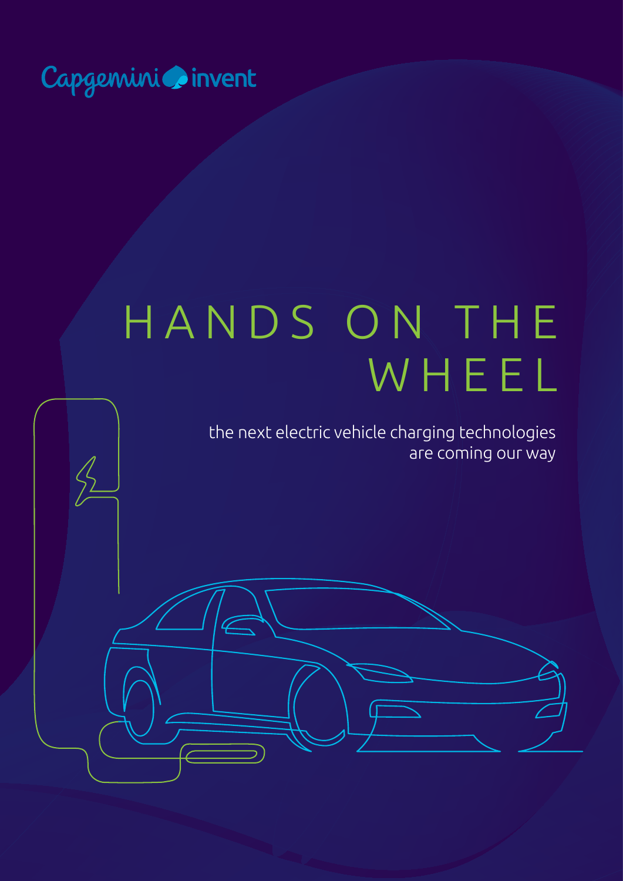Capgemini invent

# HANDS ON THE WHEEL

the next electric vehicle charging technologies are coming our way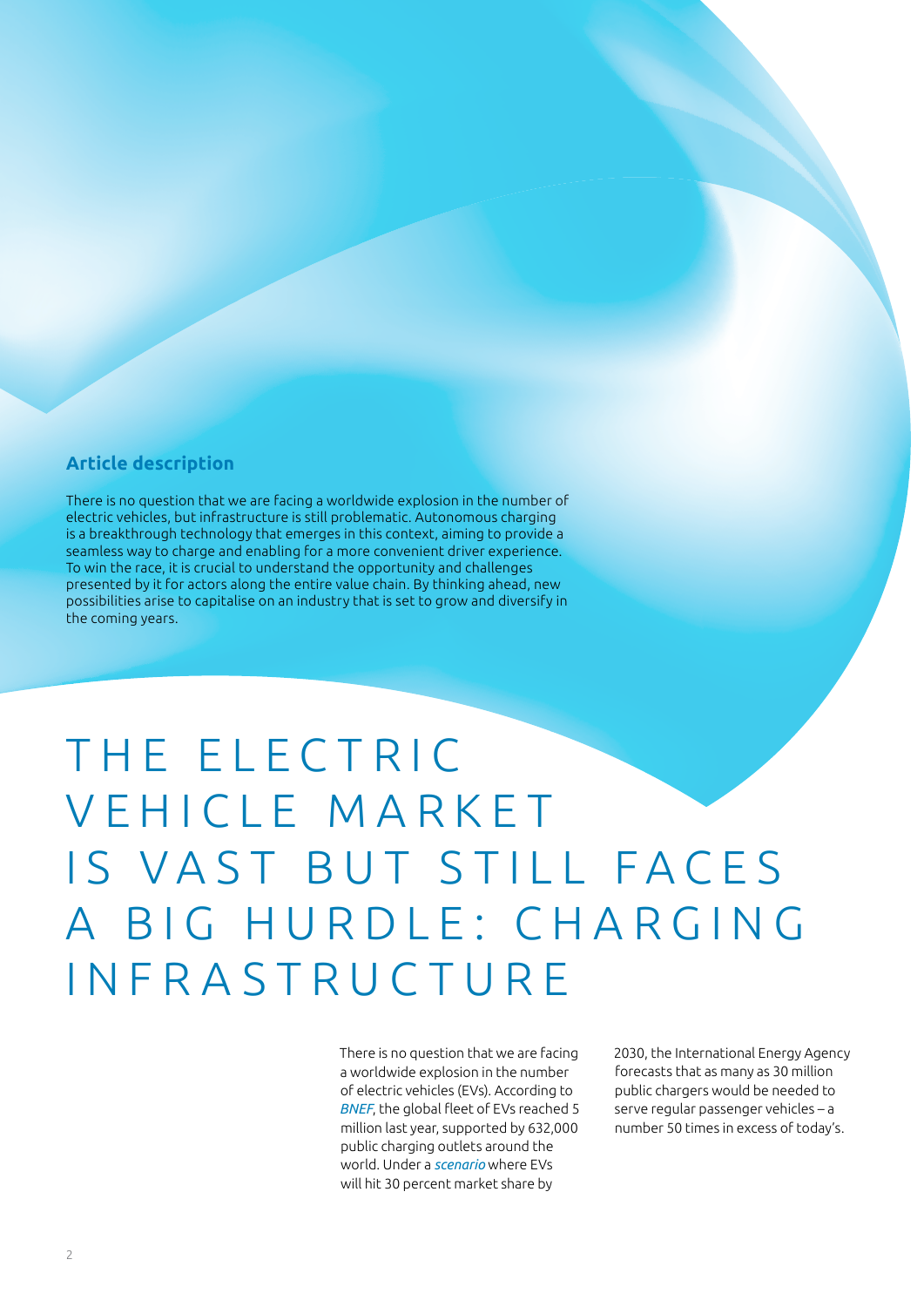### Article description

There is no question that we are facing a worldwide explosion in the number of electric vehicles, but infrastructure is still problematic. Autonomous charging is a breakthrough technology that emerges in this context, aiming to provide a seamless way to charge and enabling for a more convenient driver experience. To win the race, it is crucial to understand the opportunity and challenges presented by it for actors along the entire value chain. By thinking ahead, new possibilities arise to capitalise on an industry that is set to grow and diversify in the coming years.

# THE ELECTRIC VEHICLE MARKET IS VAST BUT STILL FACES A BIG HURDLE: CHARGING INFRASTRUCTURE

There is no question that we are facing a worldwide explosion in the number of electric vehicles (EVs). According to *BNEF*, the global fleet of EVs reached 5 million last year, supported by 632,000 public charging outlets around the world. Under a *scenario* where EVs will hit 30 percent market share by 2030, the International Energy Agency forecasts that as many as 30 million public chargers would be needed to serve regular passenger vehicles – a number 50 times in excess of today's.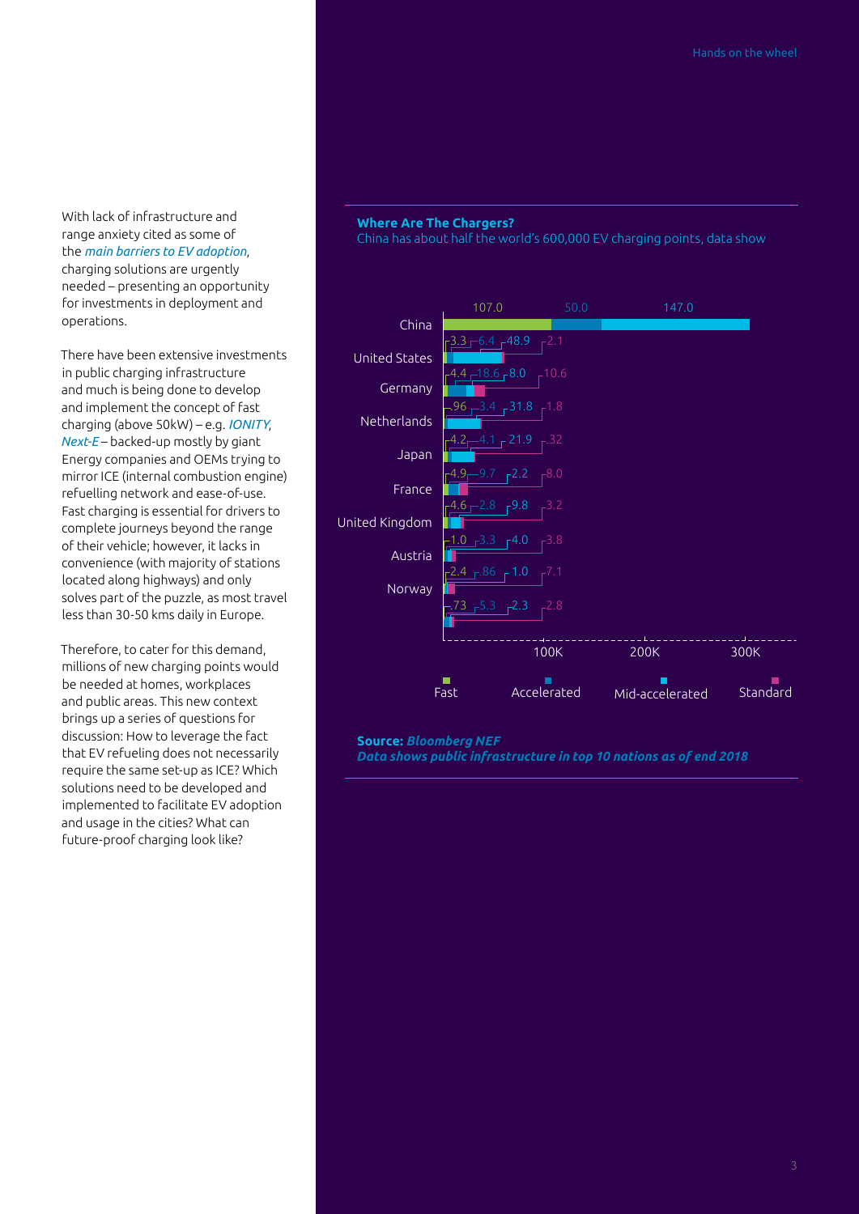With lack of infrastructure and range anxiety cited as some of the *main barriers to EV adoption*, charging solutions are urgently needed – presenting an opportunity for investments in deployment and operations.

There have been extensive investments in public charging infrastructure and much is being done to develop and implement the concept of fast charging (above 50kW) – e.g. *IONITY*, *Next-E* – backed-up mostly by giant Energy companies and OEMs trying to mirror ICE (internal combustion engine) refuelling network and ease-of-use. Fast charging is essential for drivers to complete journeys beyond the range of their vehicle; however, it lacks in convenience (with majority of stations located along highways) and only solves part of the puzzle, as most travel less than 30-50 kms daily in Europe.

Therefore, to cater for this demand, millions of new charging points would be needed at homes, workplaces and public areas. This new context brings up a series of questions for discussion: How to leverage the fact that EV refueling does not necessarily require the same set-up as ICE? Which solutions need to be developed and implemented to facilitate EV adoption and usage in the cities? What can future-proof charging look like?

**Where Are The Chargers?**

China has about half the world's 600,000 EV charging points, data show

| Country | Fast | Accelerated | Mid-accelerated | Standard |
|---|---|---|---|---|
| China | 107.0 | 50.0 | 147.0 | |
| United States | 3.3 | 6.4 | 48.9 | 2.1 |
| Germany | 4.4 | 18.6 | 8.0 | 10.6 |
| Netherlands | .96 | 3.4 | 31.8 | 1.8 |
| Japan | 4.2 | 4.1 | 21.9 | .32 |
| France | 4.9 | 9.7 | 2.2 | 8.0 |
| United Kingdom | 4.6 | 2.8 | 9.8 | 3.2 |
| Austria | 1.0 | 3.3 | 4.0 | 3.8 |
| Norway | 2.4 | .86 | 1.0 | 7.1 |
| | .73 | 5.3 | 2.3 | 2.8 |

**Source:** ***Bloomberg NEF***
***Data shows public infrastructure in top 10 nations as of end 2018***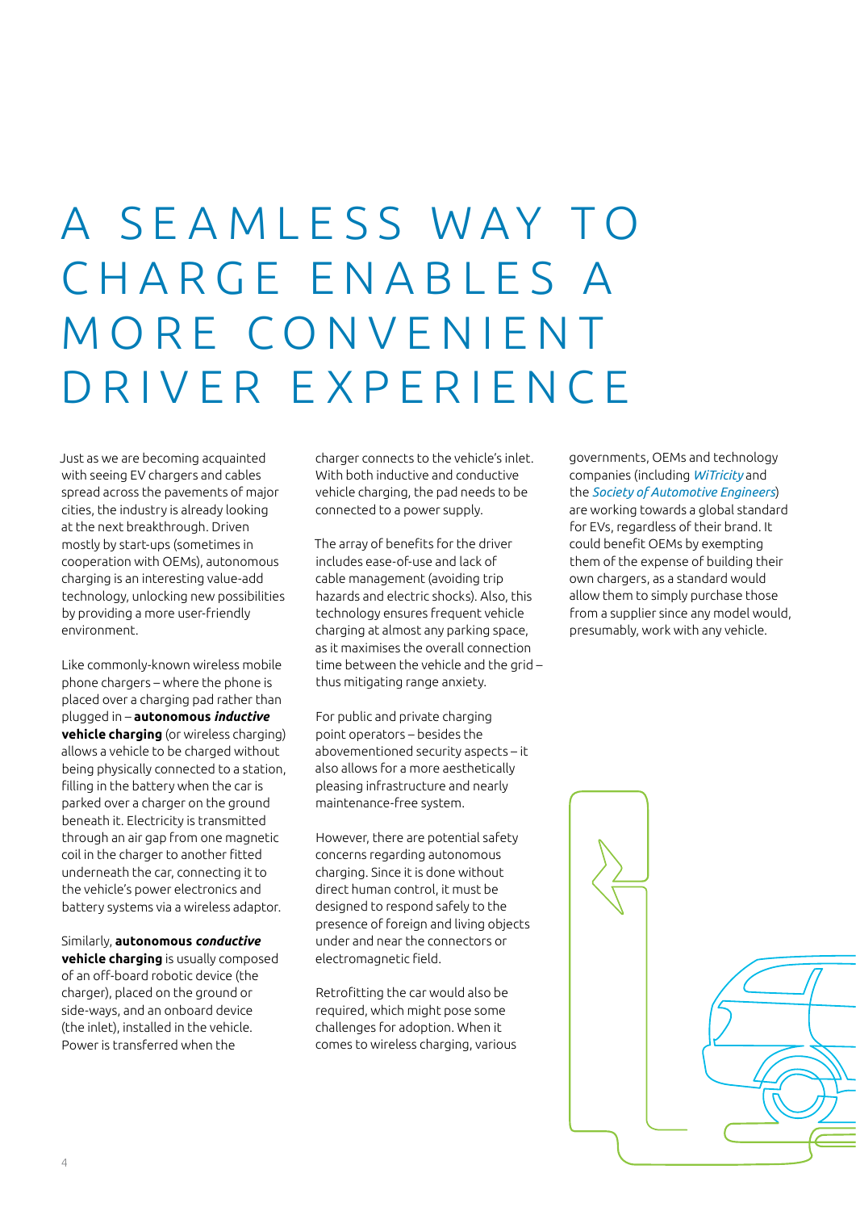# A SEAMLESS WAY TO CHARGE ENABLES A MORE CONVENIENT DRIVER EXPERIENCE

Just as we are becoming acquainted with seeing EV chargers and cables spread across the pavements of major cities, the industry is already looking at the next breakthrough. Driven mostly by start-ups (sometimes in cooperation with OEMs), autonomous charging is an interesting value-add technology, unlocking new possibilities by providing a more user-friendly environment.

Like commonly-known wireless mobile phone chargers – where the phone is placed over a charging pad rather than plugged in – **autonomous *inductive* vehicle charging** (or wireless charging) allows a vehicle to be charged without being physically connected to a station, filling in the battery when the car is parked over a charger on the ground beneath it. Electricity is transmitted through an air gap from one magnetic coil in the charger to another fitted underneath the car, connecting it to the vehicle's power electronics and battery systems via a wireless adaptor.

Similarly, **autonomous *conductive* vehicle charging** is usually composed of an off-board robotic device (the charger), placed on the ground or side-ways, and an onboard device (the inlet), installed in the vehicle. Power is transferred when the charger connects to the vehicle's inlet. With both inductive and conductive vehicle charging, the pad needs to be connected to a power supply.

The array of benefits for the driver includes ease-of-use and lack of cable management (avoiding trip hazards and electric shocks). Also, this technology ensures frequent vehicle charging at almost any parking space, as it maximises the overall connection time between the vehicle and the grid – thus mitigating range anxiety.

For public and private charging point operators – besides the abovementioned security aspects – it also allows for a more aesthetically pleasing infrastructure and nearly maintenance-free system.

However, there are potential safety concerns regarding autonomous charging. Since it is done without direct human control, it must be designed to respond safely to the presence of foreign and living objects under and near the connectors or electromagnetic field.

Retrofitting the car would also be required, which might pose some challenges for adoption. When it comes to wireless charging, various governments, OEMs and technology companies (including *WiTricity* and the *Society of Automotive Engineers*) are working towards a global standard for EVs, regardless of their brand. It could benefit OEMs by exempting them of the expense of building their own chargers, as a standard would allow them to simply purchase those from a supplier since any model would, presumably, work with any vehicle.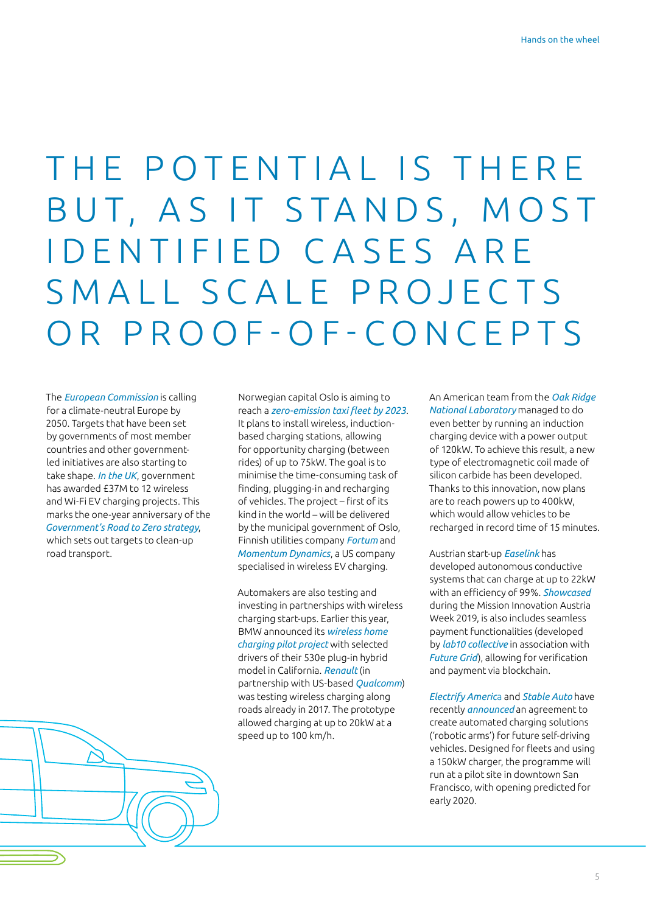# THE POTENTIAL IS THERE BUT, AS IT STANDS, MOST IDENTIFIED CASES ARE SMALL SCALE PROJECTS OR PROOF-OF-CONCEPTS

The *European Commission* is calling for a climate-neutral Europe by 2050. Targets that have been set by governments of most member countries and other government-led initiatives are also starting to take shape. *In the UK*, government has awarded £37M to 12 wireless and Wi-Fi EV charging projects. This marks the one-year anniversary of the *Government's Road to Zero strategy*, which sets out targets to clean-up road transport.

Norwegian capital Oslo is aiming to reach a *zero-emission taxi fleet by 2023*. It plans to install wireless, induction-based charging stations, allowing for opportunity charging (between rides) of up to 75kW. The goal is to minimise the time-consuming task of finding, plugging-in and recharging of vehicles. The project – first of its kind in the world – will be delivered by the municipal government of Oslo, Finnish utilities company *Fortum* and *Momentum Dynamics*, a US company specialised in wireless EV charging.

Automakers are also testing and investing in partnerships with wireless charging start-ups. Earlier this year, BMW announced its *wireless home charging pilot project* with selected drivers of their 530e plug-in hybrid model in California. *Renault* (in partnership with US-based *Qualcomm*) was testing wireless charging along roads already in 2017. The prototype allowed charging at up to 20kW at a speed up to 100 km/h.

An American team from the *Oak Ridge National Laboratory* managed to do even better by running an induction charging device with a power output of 120kW. To achieve this result, a new type of electromagnetic coil made of silicon carbide has been developed. Thanks to this innovation, now plans are to reach powers up to 400kW, which would allow vehicles to be recharged in record time of 15 minutes.

Austrian start-up *Easelink* has developed autonomous conductive systems that can charge at up to 22kW with an efficiency of 99%. *Showcased* during the Mission Innovation Austria Week 2019, is also includes seamless payment functionalities (developed by *lab10 collective* in association with *Future Grid*), allowing for verification and payment via blockchain.

*Electrify America* and *Stable Auto* have recently *announced* an agreement to create automated charging solutions ('robotic arms') for future self-driving vehicles. Designed for fleets and using a 150kW charger, the programme will run at a pilot site in downtown San Francisco, with opening predicted for early 2020.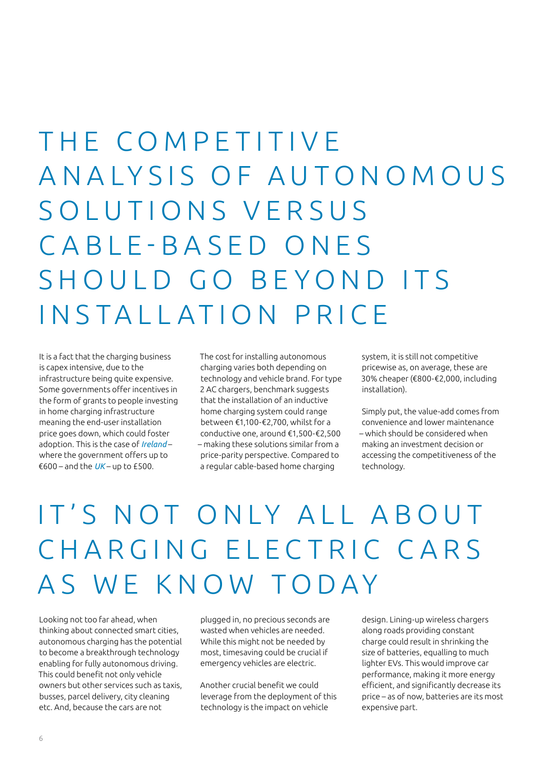# THE COMPETITIVE ANALYSIS OF AUTONOMOUS SOLUTIONS VERSUS CABLE-BASED ONES SHOULD GO BEYOND ITS INSTALLATION PRICE

It is a fact that the charging business is capex intensive, due to the infrastructure being quite expensive. Some governments offer incentives in the form of grants to people investing in home charging infrastructure meaning the end-user installation price goes down, which could foster adoption. This is the case of *Ireland* – where the government offers up to €600 – and the *UK* – up to £500.

The cost for installing autonomous charging varies both depending on technology and vehicle brand. For type 2 AC chargers, benchmark suggests that the installation of an inductive home charging system could range between €1,100-€2,700, whilst for a conductive one, around €1,500-€2,500 – making these solutions similar from a price-parity perspective. Compared to a regular cable-based home charging system, it is still not competitive pricewise as, on average, these are 30% cheaper (€800-€2,000, including installation).

Simply put, the value-add comes from convenience and lower maintenance – which should be considered when making an investment decision or accessing the competitiveness of the technology.

# IT'S NOT ONLY ALL ABOUT CHARGING ELECTRIC CARS AS WE KNOW TODAY

Looking not too far ahead, when thinking about connected smart cities, autonomous charging has the potential to become a breakthrough technology enabling for fully autonomous driving. This could benefit not only vehicle owners but other services such as taxis, busses, parcel delivery, city cleaning etc. And, because the cars are not plugged in, no precious seconds are wasted when vehicles are needed. While this might not be needed by most, timesaving could be crucial if emergency vehicles are electric.

Another crucial benefit we could leverage from the deployment of this technology is the impact on vehicle design. Lining-up wireless chargers along roads providing constant charge could result in shrinking the size of batteries, equalling to much lighter EVs. This would improve car performance, making it more energy efficient, and significantly decrease its price – as of now, batteries are its most expensive part.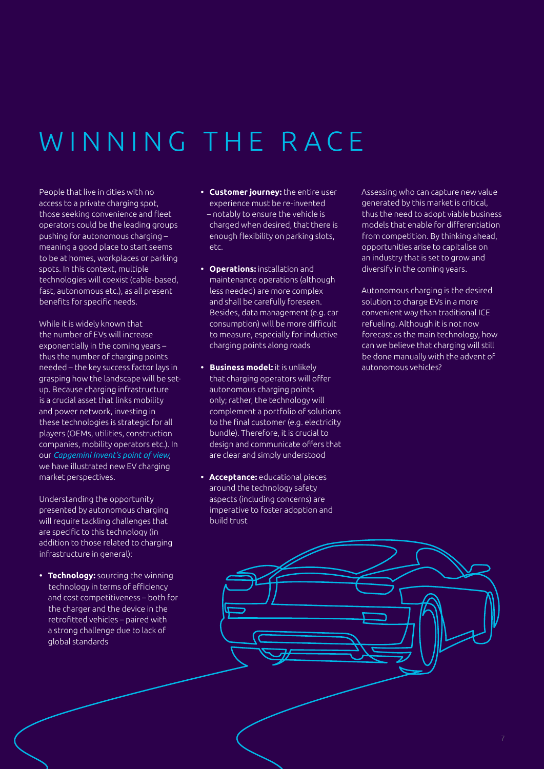# WINNING THE RACE

People that live in cities with no access to a private charging spot, those seeking convenience and fleet operators could be the leading groups pushing for autonomous charging – meaning a good place to start seems to be at homes, workplaces or parking spots. In this context, multiple technologies will coexist (cable-based, fast, autonomous etc.), as all present benefits for specific needs.

While it is widely known that the number of EVs will increase exponentially in the coming years – thus the number of charging points needed – the key success factor lays in grasping how the landscape will be set-up. Because charging infrastructure is a crucial asset that links mobility and power network, investing in these technologies is strategic for all players (OEMs, utilities, construction companies, mobility operators etc.). In our *Capgemini Invent's point of view*, we have illustrated new EV charging market perspectives.

Understanding the opportunity presented by autonomous charging will require tackling challenges that are specific to this technology (in addition to those related to charging infrastructure in general):

- **Technology:** sourcing the winning technology in terms of efficiency and cost competitiveness – both for the charger and the device in the retrofitted vehicles – paired with a strong challenge due to lack of global standards
- **Customer journey:** the entire user experience must be re-invented – notably to ensure the vehicle is charged when desired, that there is enough flexibility on parking slots, etc.
- **Operations:** installation and maintenance operations (although less needed) are more complex and shall be carefully foreseen. Besides, data management (e.g. car consumption) will be more difficult to measure, especially for inductive charging points along roads
- **Business model:** it is unlikely that charging operators will offer autonomous charging points only; rather, the technology will complement a portfolio of solutions to the final customer (e.g. electricity bundle). Therefore, it is crucial to design and communicate offers that are clear and simply understood
- **Acceptance:** educational pieces around the technology safety aspects (including concerns) are imperative to foster adoption and build trust

Assessing who can capture new value generated by this market is critical, thus the need to adopt viable business models that enable for differentiation from competition. By thinking ahead, opportunities arise to capitalise on an industry that is set to grow and diversify in the coming years.

Autonomous charging is the desired solution to charge EVs in a more convenient way than traditional ICE refueling. Although it is not now forecast as the main technology, how can we believe that charging will still be done manually with the advent of autonomous vehicles?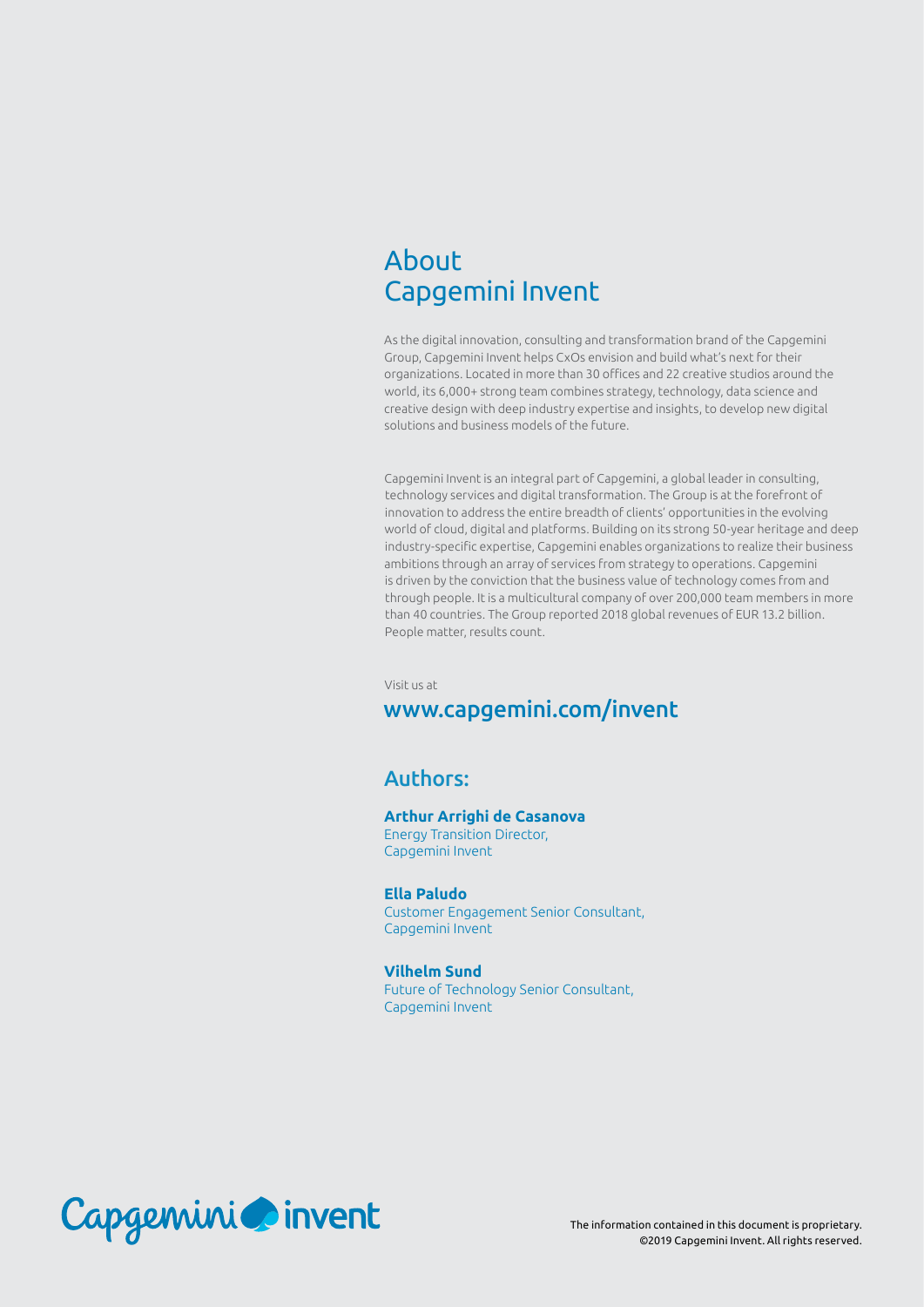# About Capgemini Invent

As the digital innovation, consulting and transformation brand of the Capgemini Group, Capgemini Invent helps CxOs envision and build what's next for their organizations. Located in more than 30 offices and 22 creative studios around the world, its 6,000+ strong team combines strategy, technology, data science and creative design with deep industry expertise and insights, to develop new digital solutions and business models of the future.

Capgemini Invent is an integral part of Capgemini, a global leader in consulting, technology services and digital transformation. The Group is at the forefront of innovation to address the entire breadth of clients' opportunities in the evolving world of cloud, digital and platforms. Building on its strong 50-year heritage and deep industry-specific expertise, Capgemini enables organizations to realize their business ambitions through an array of services from strategy to operations. Capgemini is driven by the conviction that the business value of technology comes from and through people. It is a multicultural company of over 200,000 team members in more than 40 countries. The Group reported 2018 global revenues of EUR 13.2 billion. People matter, results count.

Visit us at

## www.capgemini.com/invent

## Authors:

**Arthur Arrighi de Casanova**
Energy Transition Director,
Capgemini Invent

**Ella Paludo**
Customer Engagement Senior Consultant,
Capgemini Invent

**Vilhelm Sund**
Future of Technology Senior Consultant,
Capgemini Invent

Capgemini invent

The information contained in this document is proprietary.
©2019 Capgemini Invent. All rights reserved.